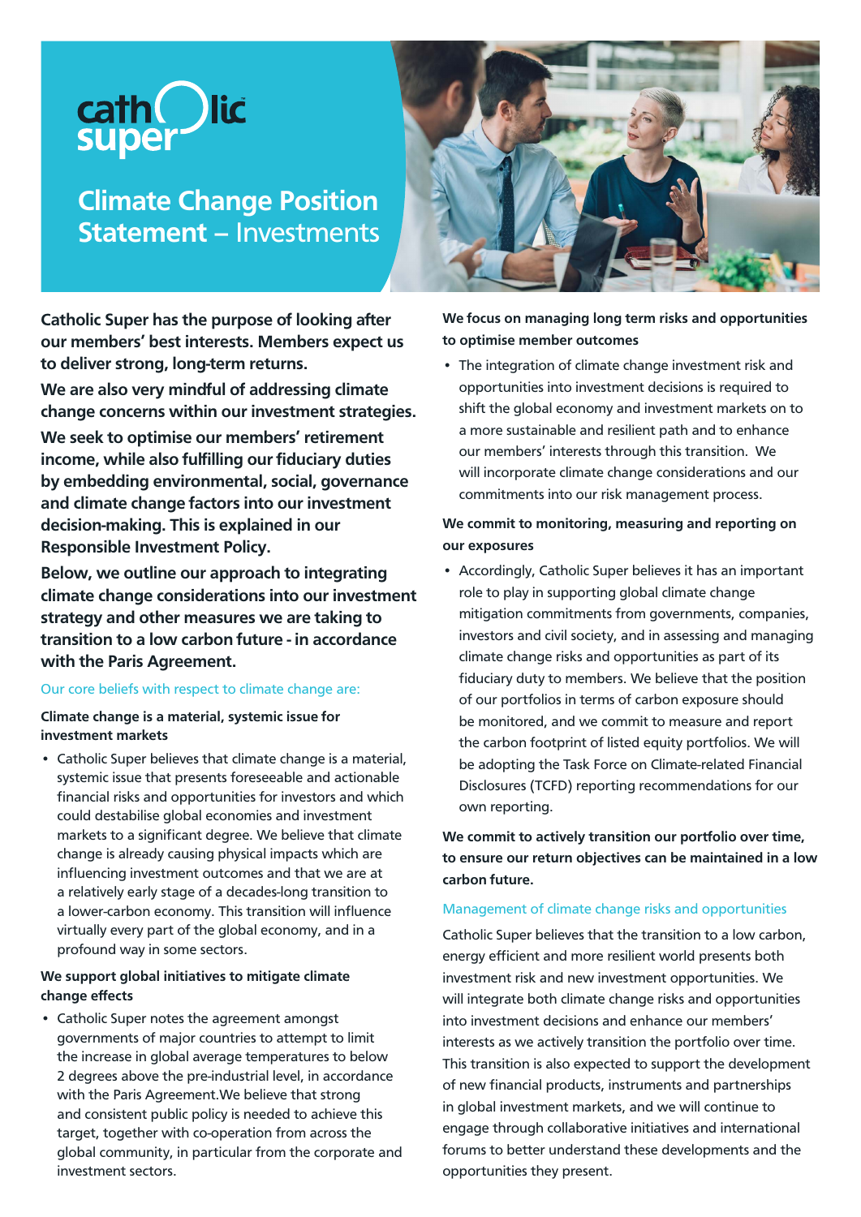catholic super

# Climate Change Position Statement – Investments

**Catholic Super has the purpose of looking after our members' best interests. Members expect us to deliver strong, long-term returns.**

**We are also very mindful of addressing climate change concerns within our investment strategies.**

**We seek to optimise our members' retirement income, while also fulfilling our fiduciary duties by embedding environmental, social, governance and climate change factors into our investment decision-making. This is explained in our Responsible Investment Policy.**

**Below, we outline our approach to integrating climate change considerations into our investment strategy and other measures we are taking to transition to a low carbon future - in accordance with the Paris Agreement.**

## Our core beliefs with respect to climate change are:

### Climate change is a material, systemic issue for investment markets

- Catholic Super believes that climate change is a material, systemic issue that presents foreseeable and actionable financial risks and opportunities for investors and which could destabilise global economies and investment markets to a significant degree. We believe that climate change is already causing physical impacts which are influencing investment outcomes and that we are at a relatively early stage of a decades-long transition to a lower-carbon economy. This transition will influence virtually every part of the global economy, and in a profound way in some sectors.

### We support global initiatives to mitigate climate change effects

- Catholic Super notes the agreement amongst governments of major countries to attempt to limit the increase in global average temperatures to below 2 degrees above the pre-industrial level, in accordance with the Paris Agreement.We believe that strong and consistent public policy is needed to achieve this target, together with co-operation from across the global community, in particular from the corporate and investment sectors.

### We focus on managing long term risks and opportunities to optimise member outcomes

- The integration of climate change investment risk and opportunities into investment decisions is required to shift the global economy and investment markets on to a more sustainable and resilient path and to enhance our members' interests through this transition. We will incorporate climate change considerations and our commitments into our risk management process.

### We commit to monitoring, measuring and reporting on our exposures

- Accordingly, Catholic Super believes it has an important role to play in supporting global climate change mitigation commitments from governments, companies, investors and civil society, and in assessing and managing climate change risks and opportunities as part of its fiduciary duty to members. We believe that the position of our portfolios in terms of carbon exposure should be monitored, and we commit to measure and report the carbon footprint of listed equity portfolios. We will be adopting the Task Force on Climate-related Financial Disclosures (TCFD) reporting recommendations for our own reporting.

**We commit to actively transition our portfolio over time, to ensure our return objectives can be maintained in a low carbon future.**

## Management of climate change risks and opportunities

Catholic Super believes that the transition to a low carbon, energy efficient and more resilient world presents both investment risk and new investment opportunities. We will integrate both climate change risks and opportunities into investment decisions and enhance our members' interests as we actively transition the portfolio over time. This transition is also expected to support the development of new financial products, instruments and partnerships in global investment markets, and we will continue to engage through collaborative initiatives and international forums to better understand these developments and the opportunities they present.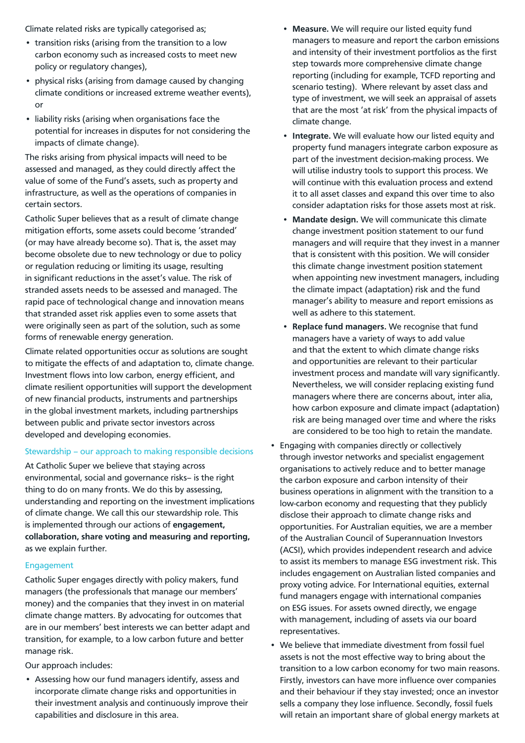Climate related risks are typically categorised as;

- transition risks (arising from the transition to a low carbon economy such as increased costs to meet new policy or regulatory changes),
- physical risks (arising from damage caused by changing climate conditions or increased extreme weather events), or
- liability risks (arising when organisations face the potential for increases in disputes for not considering the impacts of climate change).

The risks arising from physical impacts will need to be assessed and managed, as they could directly affect the value of some of the Fund's assets, such as property and infrastructure, as well as the operations of companies in certain sectors.

Catholic Super believes that as a result of climate change mitigation efforts, some assets could become 'stranded' (or may have already become so). That is, the asset may become obsolete due to new technology or due to policy or regulation reducing or limiting its usage, resulting in significant reductions in the asset's value. The risk of stranded assets needs to be assessed and managed. The rapid pace of technological change and innovation means that stranded asset risk applies even to some assets that were originally seen as part of the solution, such as some forms of renewable energy generation.

Climate related opportunities occur as solutions are sought to mitigate the effects of and adaptation to, climate change. Investment flows into low carbon, energy efficient, and climate resilient opportunities will support the development of new financial products, instruments and partnerships in the global investment markets, including partnerships between public and private sector investors across developed and developing economies.

## Stewardship – our approach to making responsible decisions

At Catholic Super we believe that staying across environmental, social and governance risks– is the right thing to do on many fronts. We do this by assessing, understanding and reporting on the investment implications of climate change. We call this our stewardship role. This is implemented through our actions of **engagement, collaboration, share voting and measuring and reporting,** as we explain further.

### Engagement

Catholic Super engages directly with policy makers, fund managers (the professionals that manage our members' money) and the companies that they invest in on material climate change matters. By advocating for outcomes that are in our members' best interests we can better adapt and transition, for example, to a low carbon future and better manage risk.

Our approach includes:

- Assessing how our fund managers identify, assess and incorporate climate change risks and opportunities in their investment analysis and continuously improve their capabilities and disclosure in this area.
  - **Measure.** We will require our listed equity fund managers to measure and report the carbon emissions and intensity of their investment portfolios as the first step towards more comprehensive climate change reporting (including for example, TCFD reporting and scenario testing). Where relevant by asset class and type of investment, we will seek an appraisal of assets that are the most 'at risk' from the physical impacts of climate change.
  - **Integrate.** We will evaluate how our listed equity and property fund managers integrate carbon exposure as part of the investment decision-making process. We will utilise industry tools to support this process. We will continue with this evaluation process and extend it to all asset classes and expand this over time to also consider adaptation risks for those assets most at risk.
  - **Mandate design.** We will communicate this climate change investment position statement to our fund managers and will require that they invest in a manner that is consistent with this position. We will consider this climate change investment position statement when appointing new investment managers, including the climate impact (adaptation) risk and the fund manager's ability to measure and report emissions as well as adhere to this statement.
  - **Replace fund managers.** We recognise that fund managers have a variety of ways to add value and that the extent to which climate change risks and opportunities are relevant to their particular investment process and mandate will vary significantly. Nevertheless, we will consider replacing existing fund managers where there are concerns about, inter alia, how carbon exposure and climate impact (adaptation) risk are being managed over time and where the risks are considered to be too high to retain the mandate.
- Engaging with companies directly or collectively through investor networks and specialist engagement organisations to actively reduce and to better manage the carbon exposure and carbon intensity of their business operations in alignment with the transition to a low-carbon economy and requesting that they publicly disclose their approach to climate change risks and opportunities. For Australian equities, we are a member of the Australian Council of Superannuation Investors (ACSI), which provides independent research and advice to assist its members to manage ESG investment risk. This includes engagement on Australian listed companies and proxy voting advice. For International equities, external fund managers engage with international companies on ESG issues. For assets owned directly, we engage with management, including of assets via our board representatives.
- We believe that immediate divestment from fossil fuel assets is not the most effective way to bring about the transition to a low carbon economy for two main reasons. Firstly, investors can have more influence over companies and their behaviour if they stay invested; once an investor sells a company they lose influence. Secondly, fossil fuels will retain an important share of global energy markets at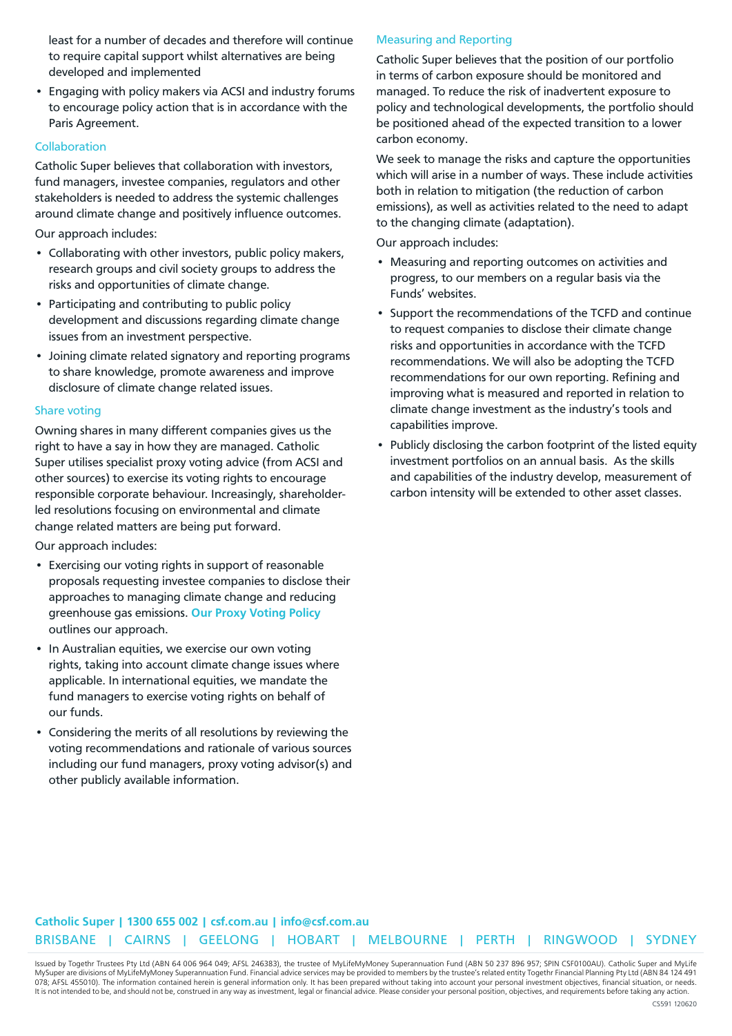least for a number of decades and therefore will continue to require capital support whilst alternatives are being developed and implemented

- Engaging with policy makers via ACSI and industry forums to encourage policy action that is in accordance with the Paris Agreement.

### Collaboration

Catholic Super believes that collaboration with investors, fund managers, investee companies, regulators and other stakeholders is needed to address the systemic challenges around climate change and positively influence outcomes.

Our approach includes:

- Collaborating with other investors, public policy makers, research groups and civil society groups to address the risks and opportunities of climate change.
- Participating and contributing to public policy development and discussions regarding climate change issues from an investment perspective.
- Joining climate related signatory and reporting programs to share knowledge, promote awareness and improve disclosure of climate change related issues.

### Share voting

Owning shares in many different companies gives us the right to have a say in how they are managed. Catholic Super utilises specialist proxy voting advice (from ACSI and other sources) to exercise its voting rights to encourage responsible corporate behaviour. Increasingly, shareholder-led resolutions focusing on environmental and climate change related matters are being put forward.

Our approach includes:

- Exercising our voting rights in support of reasonable proposals requesting investee companies to disclose their approaches to managing climate change and reducing greenhouse gas emissions. **Our Proxy Voting Policy** outlines our approach.
- In Australian equities, we exercise our own voting rights, taking into account climate change issues where applicable. In international equities, we mandate the fund managers to exercise voting rights on behalf of our funds.
- Considering the merits of all resolutions by reviewing the voting recommendations and rationale of various sources including our fund managers, proxy voting advisor(s) and other publicly available information.

### Measuring and Reporting

Catholic Super believes that the position of our portfolio in terms of carbon exposure should be monitored and managed. To reduce the risk of inadvertent exposure to policy and technological developments, the portfolio should be positioned ahead of the expected transition to a lower carbon economy.

We seek to manage the risks and capture the opportunities which will arise in a number of ways. These include activities both in relation to mitigation (the reduction of carbon emissions), as well as activities related to the need to adapt to the changing climate (adaptation).

Our approach includes:

- Measuring and reporting outcomes on activities and progress, to our members on a regular basis via the Funds' websites.
- Support the recommendations of the TCFD and continue to request companies to disclose their climate change risks and opportunities in accordance with the TCFD recommendations. We will also be adopting the TCFD recommendations for our own reporting. Refining and improving what is measured and reported in relation to climate change investment as the industry's tools and capabilities improve.
- Publicly disclosing the carbon footprint of the listed equity investment portfolios on an annual basis. As the skills and capabilities of the industry develop, measurement of carbon intensity will be extended to other asset classes.

**Catholic Super | 1300 655 002 | csf.com.au | info@csf.com.au**

BRISBANE | CAIRNS | GEELONG | HOBART | MELBOURNE | PERTH | RINGWOOD | SYDNEY

Issued by Togethr Trustees Pty Ltd (ABN 64 006 964 049; AFSL 246383), the trustee of MyLifeMyMoney Superannuation Fund (ABN 50 237 896 957; SPIN CSF0100AU). Catholic Super and MyLife MySuper are divisions of MyLifeMyMoney Superannuation Fund. Financial advice services may be provided to members by the trustee's related entity Togethr Financial Planning Pty Ltd (ABN 84 124 491 078; AFSL 455010). The information contained herein is general information only. It has been prepared without taking into account your personal investment objectives, financial situation, or needs. It is not intended to be, and should not be, construed in any way as investment, legal or financial advice. Please consider your personal position, objectives, and requirements before taking any action.

CS591 120620